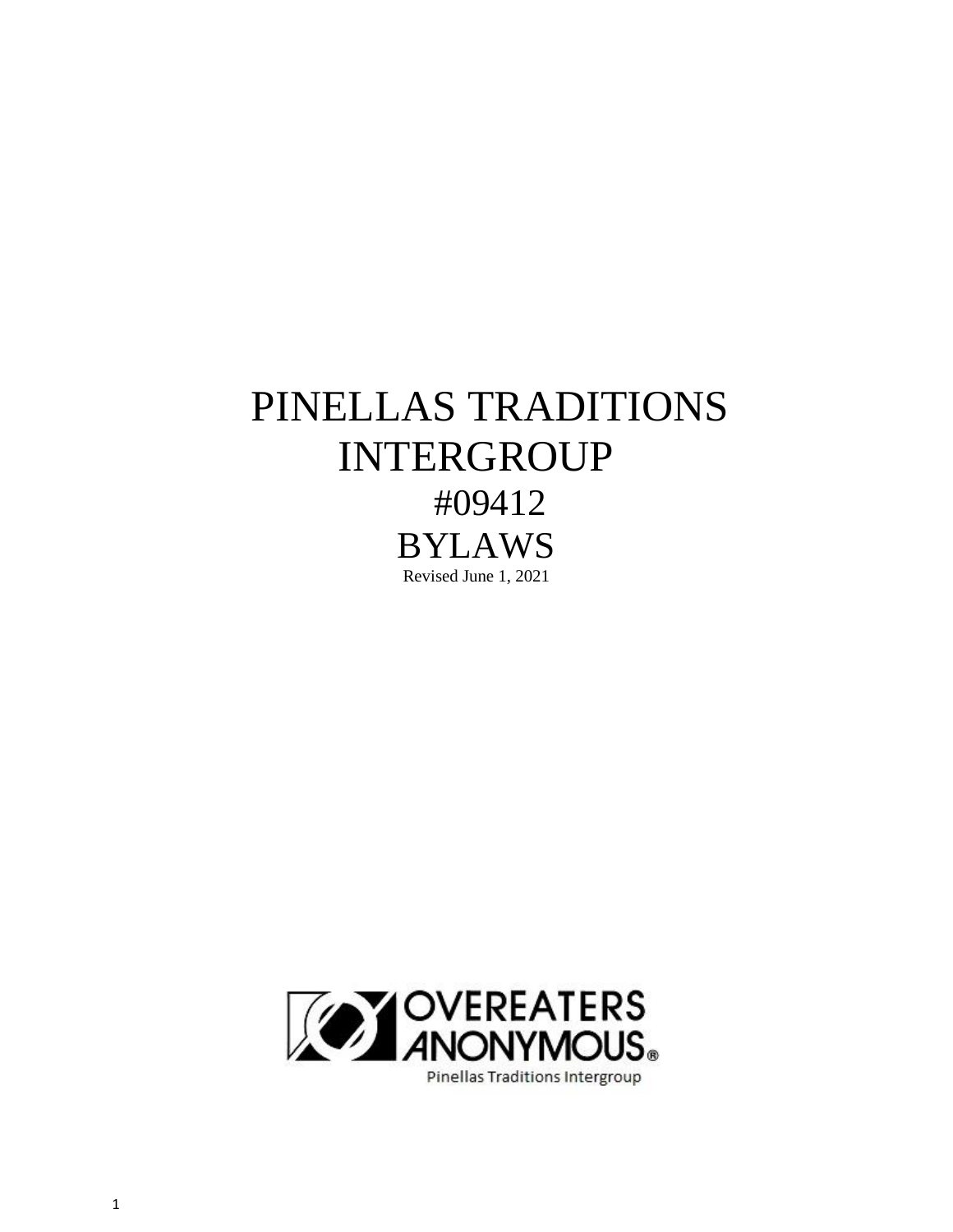# PINELLAS TRADITIONS INTERGROUP

## #09412

## BYLAWS

Revised June 1, 2021

OVEREATERS ANONYMOUS®

Pinellas Traditions Intergroup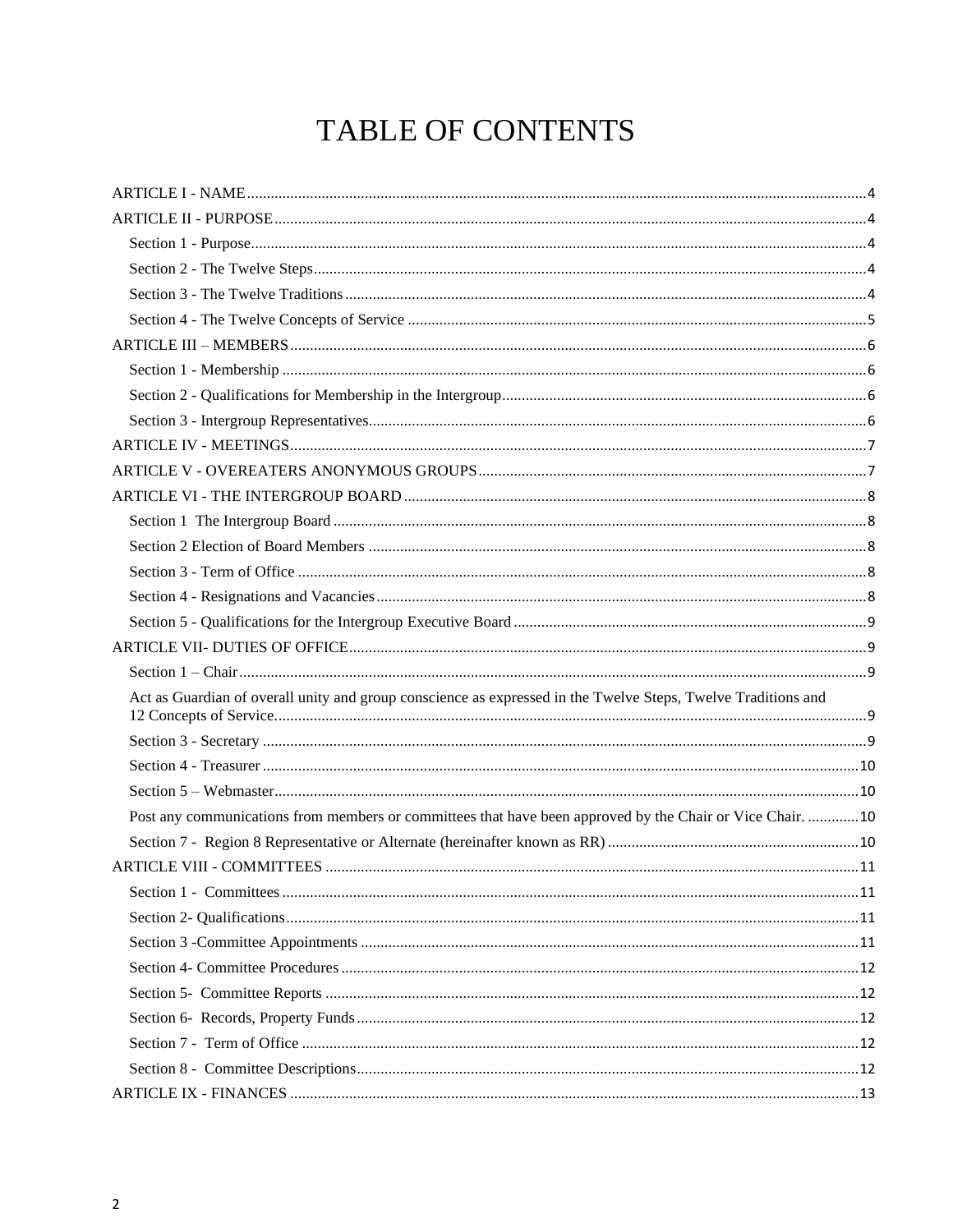# TABLE OF CONTENTS

ARTICLE I - NAME ..... 4

ARTICLE II - PURPOSE ..... 4

- Section 1 - Purpose ..... 4
- Section 2 - The Twelve Steps ..... 4
- Section 3 - The Twelve Traditions ..... 4
- Section 4 - The Twelve Concepts of Service ..... 5

ARTICLE III – MEMBERS ..... 6

- Section 1 - Membership ..... 6
- Section 2 - Qualifications for Membership in the Intergroup ..... 6
- Section 3 - Intergroup Representatives ..... 6

ARTICLE IV - MEETINGS ..... 7

ARTICLE V - OVEREATERS ANONYMOUS GROUPS ..... 7

ARTICLE VI - THE INTERGROUP BOARD ..... 8

- Section 1 The Intergroup Board ..... 8
- Section 2 Election of Board Members ..... 8
- Section 3 - Term of Office ..... 8
- Section 4 - Resignations and Vacancies ..... 8
- Section 5 - Qualifications for the Intergroup Executive Board ..... 9

ARTICLE VII- DUTIES OF OFFICE ..... 9

- Section 1 – Chair ..... 9
- Act as Guardian of overall unity and group conscience as expressed in the Twelve Steps, Twelve Traditions and 12 Concepts of Service ..... 9
- Section 3 - Secretary ..... 9
- Section 4 - Treasurer ..... 10
- Section 5 – Webmaster ..... 10
- Post any communications from members or committees that have been approved by the Chair or Vice Chair. ..... 10
- Section 7 - Region 8 Representative or Alternate (hereinafter known as RR) ..... 10

ARTICLE VIII - COMMITTEES ..... 11

- Section 1 - Committees ..... 11
- Section 2- Qualifications ..... 11
- Section 3 -Committee Appointments ..... 11
- Section 4- Committee Procedures ..... 12
- Section 5- Committee Reports ..... 12
- Section 6- Records, Property Funds ..... 12
- Section 7 - Term of Office ..... 12
- Section 8 - Committee Descriptions ..... 12

ARTICLE IX - FINANCES ..... 13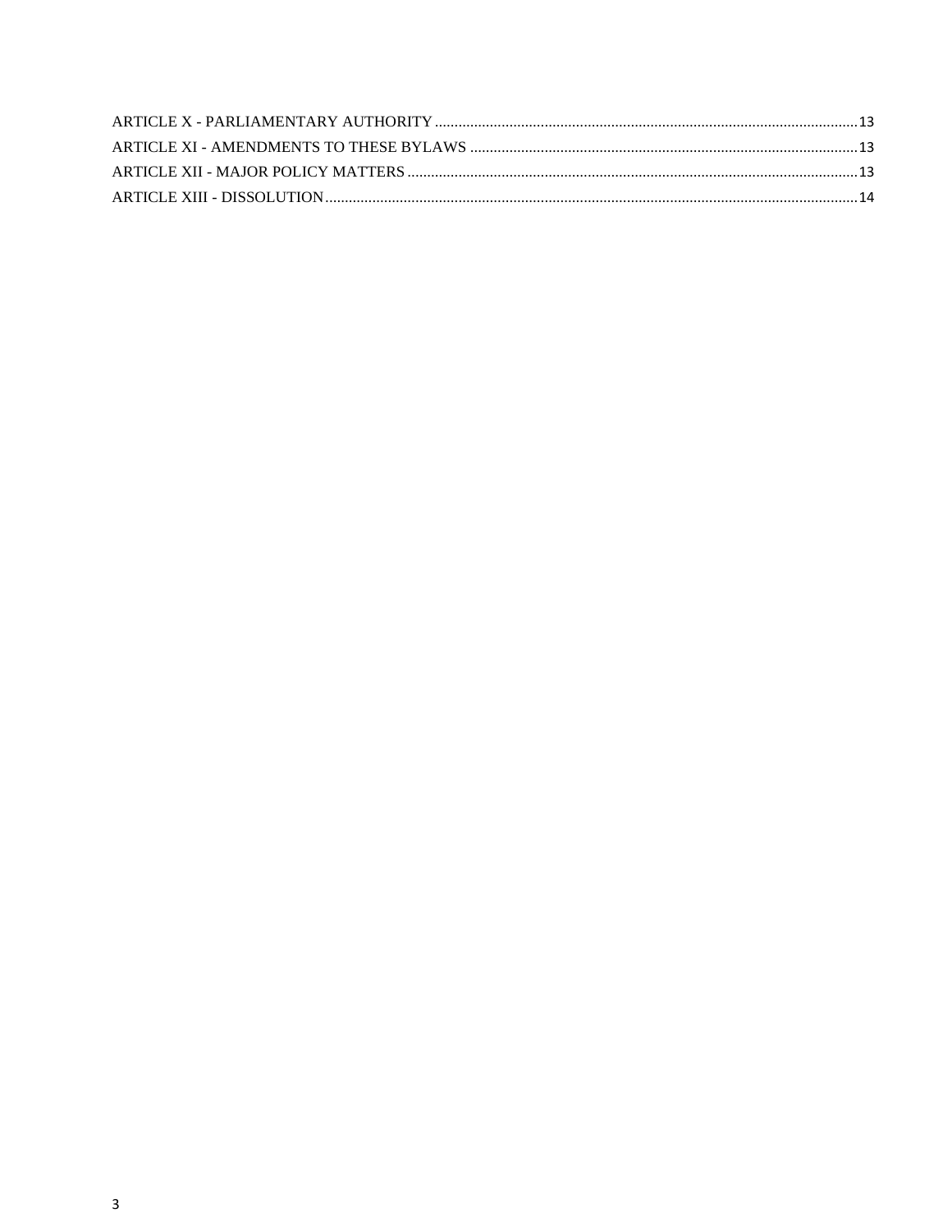ARTICLE X - PARLIAMENTARY AUTHORITY .......... 13
ARTICLE XI - AMENDMENTS TO THESE BYLAWS .......... 13
ARTICLE XII - MAJOR POLICY MATTERS .......... 13
ARTICLE XIII - DISSOLUTION .......... 14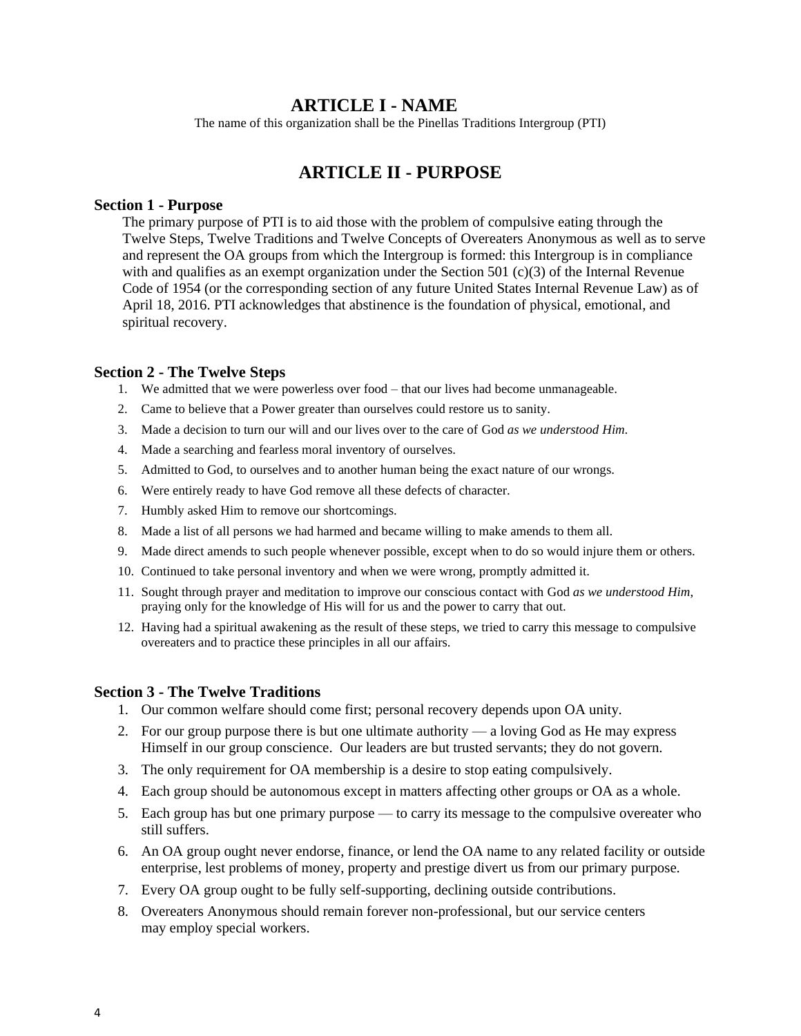# ARTICLE I - NAME

The name of this organization shall be the Pinellas Traditions Intergroup (PTI)

# ARTICLE II - PURPOSE

### Section 1 - Purpose

The primary purpose of PTI is to aid those with the problem of compulsive eating through the Twelve Steps, Twelve Traditions and Twelve Concepts of Overeaters Anonymous as well as to serve and represent the OA groups from which the Intergroup is formed: this Intergroup is in compliance with and qualifies as an exempt organization under the Section 501 (c)(3) of the Internal Revenue Code of 1954 (or the corresponding section of any future United States Internal Revenue Law) as of April 18, 2016. PTI acknowledges that abstinence is the foundation of physical, emotional, and spiritual recovery.

### Section 2 - The Twelve Steps

1. We admitted that we were powerless over food – that our lives had become unmanageable.
2. Came to believe that a Power greater than ourselves could restore us to sanity.
3. Made a decision to turn our will and our lives over to the care of God *as we understood Him.*
4. Made a searching and fearless moral inventory of ourselves.
5. Admitted to God, to ourselves and to another human being the exact nature of our wrongs.
6. Were entirely ready to have God remove all these defects of character.
7. Humbly asked Him to remove our shortcomings.
8. Made a list of all persons we had harmed and became willing to make amends to them all.
9. Made direct amends to such people whenever possible, except when to do so would injure them or others.
10. Continued to take personal inventory and when we were wrong, promptly admitted it.
11. Sought through prayer and meditation to improve our conscious contact with God *as we understood Him*, praying only for the knowledge of His will for us and the power to carry that out.
12. Having had a spiritual awakening as the result of these steps, we tried to carry this message to compulsive overeaters and to practice these principles in all our affairs.

### Section 3 - The Twelve Traditions

1. Our common welfare should come first; personal recovery depends upon OA unity.
2. For our group purpose there is but one ultimate authority — a loving God as He may express Himself in our group conscience. Our leaders are but trusted servants; they do not govern.
3. The only requirement for OA membership is a desire to stop eating compulsively.
4. Each group should be autonomous except in matters affecting other groups or OA as a whole.
5. Each group has but one primary purpose — to carry its message to the compulsive overeater who still suffers.
6. An OA group ought never endorse, finance, or lend the OA name to any related facility or outside enterprise, lest problems of money, property and prestige divert us from our primary purpose.
7. Every OA group ought to be fully self-supporting, declining outside contributions.
8. Overeaters Anonymous should remain forever non-professional, but our service centers may employ special workers.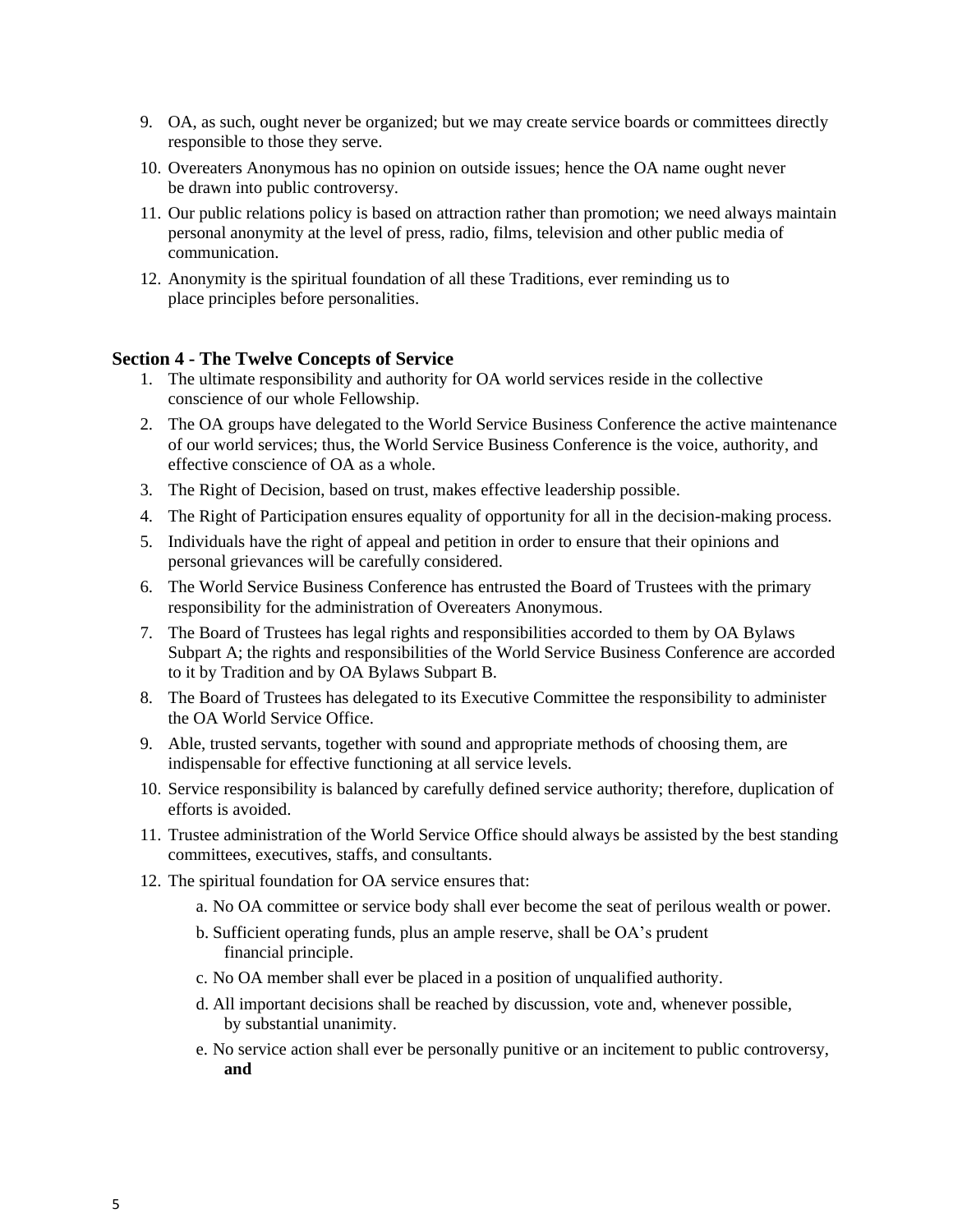9. OA, as such, ought never be organized; but we may create service boards or committees directly responsible to those they serve.
10. Overeaters Anonymous has no opinion on outside issues; hence the OA name ought never be drawn into public controversy.
11. Our public relations policy is based on attraction rather than promotion; we need always maintain personal anonymity at the level of press, radio, films, television and other public media of communication.
12. Anonymity is the spiritual foundation of all these Traditions, ever reminding us to place principles before personalities.

## Section 4 - The Twelve Concepts of Service

1. The ultimate responsibility and authority for OA world services reside in the collective conscience of our whole Fellowship.
2. The OA groups have delegated to the World Service Business Conference the active maintenance of our world services; thus, the World Service Business Conference is the voice, authority, and effective conscience of OA as a whole.
3. The Right of Decision, based on trust, makes effective leadership possible.
4. The Right of Participation ensures equality of opportunity for all in the decision-making process.
5. Individuals have the right of appeal and petition in order to ensure that their opinions and personal grievances will be carefully considered.
6. The World Service Business Conference has entrusted the Board of Trustees with the primary responsibility for the administration of Overeaters Anonymous.
7. The Board of Trustees has legal rights and responsibilities accorded to them by OA Bylaws Subpart A; the rights and responsibilities of the World Service Business Conference are accorded to it by Tradition and by OA Bylaws Subpart B.
8. The Board of Trustees has delegated to its Executive Committee the responsibility to administer the OA World Service Office.
9. Able, trusted servants, together with sound and appropriate methods of choosing them, are indispensable for effective functioning at all service levels.
10. Service responsibility is balanced by carefully defined service authority; therefore, duplication of efforts is avoided.
11. Trustee administration of the World Service Office should always be assisted by the best standing committees, executives, staffs, and consultants.
12. The spiritual foundation for OA service ensures that:
    a. No OA committee or service body shall ever become the seat of perilous wealth or power.
    b. Sufficient operating funds, plus an ample reserve, shall be OA's prudent financial principle.
    c. No OA member shall ever be placed in a position of unqualified authority.
    d. All important decisions shall be reached by discussion, vote and, whenever possible, by substantial unanimity.
    e. No service action shall ever be personally punitive or an incitement to public controversy, **and**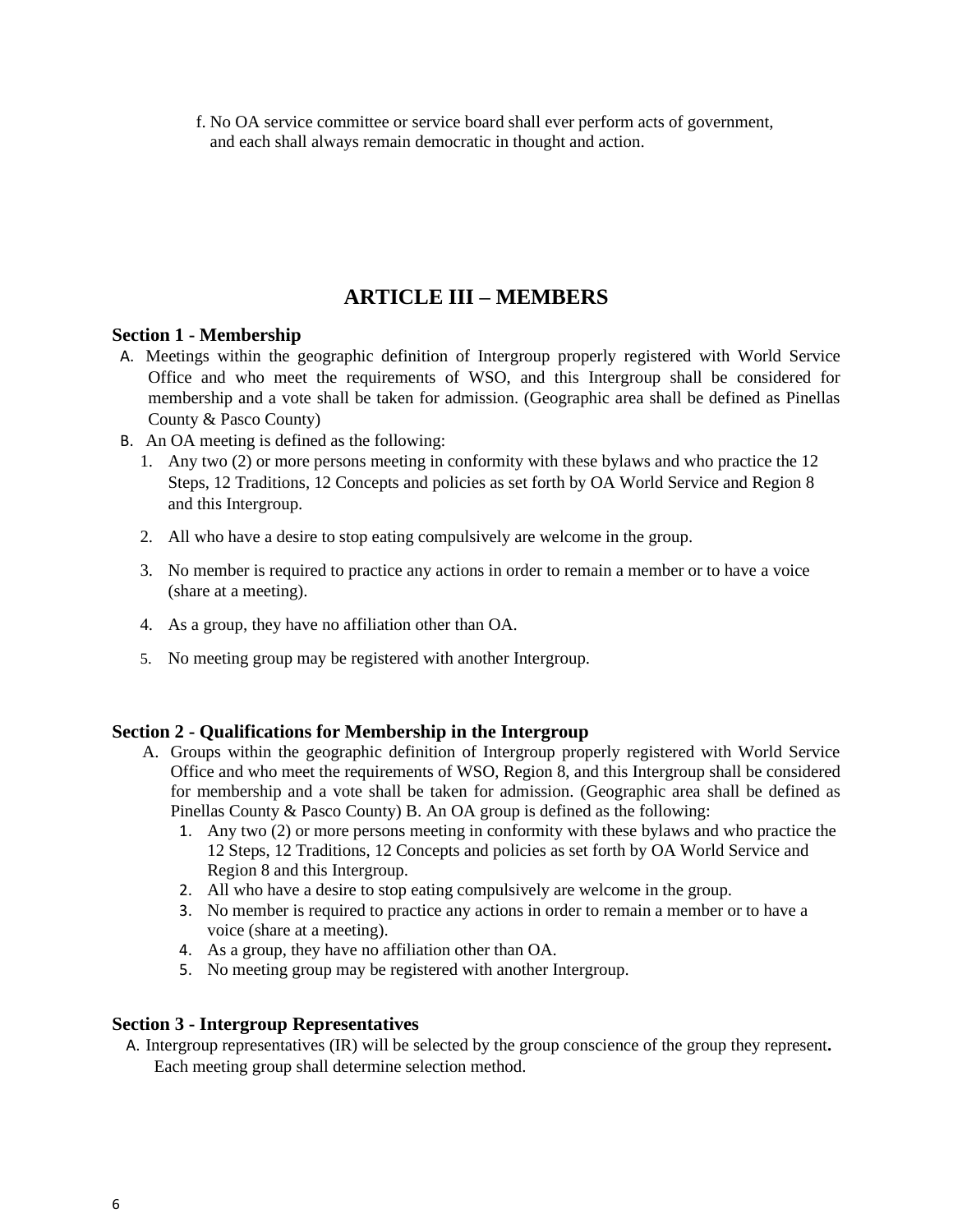f. No OA service committee or service board shall ever perform acts of government, and each shall always remain democratic in thought and action.

## ARTICLE III – MEMBERS

### Section 1 - Membership

A. Meetings within the geographic definition of Intergroup properly registered with World Service Office and who meet the requirements of WSO, and this Intergroup shall be considered for membership and a vote shall be taken for admission. (Geographic area shall be defined as Pinellas County & Pasco County)

B. An OA meeting is defined as the following:

1. Any two (2) or more persons meeting in conformity with these bylaws and who practice the 12 Steps, 12 Traditions, 12 Concepts and policies as set forth by OA World Service and Region 8 and this Intergroup.
2. All who have a desire to stop eating compulsively are welcome in the group.
3. No member is required to practice any actions in order to remain a member or to have a voice (share at a meeting).
4. As a group, they have no affiliation other than OA.
5. No meeting group may be registered with another Intergroup.

### Section 2 - Qualifications for Membership in the Intergroup

A. Groups within the geographic definition of Intergroup properly registered with World Service Office and who meet the requirements of WSO, Region 8, and this Intergroup shall be considered for membership and a vote shall be taken for admission. (Geographic area shall be defined as Pinellas County & Pasco County) B. An OA group is defined as the following:

1. Any two (2) or more persons meeting in conformity with these bylaws and who practice the 12 Steps, 12 Traditions, 12 Concepts and policies as set forth by OA World Service and Region 8 and this Intergroup.
2. All who have a desire to stop eating compulsively are welcome in the group.
3. No member is required to practice any actions in order to remain a member or to have a voice (share at a meeting).
4. As a group, they have no affiliation other than OA.
5. No meeting group may be registered with another Intergroup.

### Section 3 - Intergroup Representatives

A. Intergroup representatives (IR) will be selected by the group conscience of the group they represent**.** Each meeting group shall determine selection method.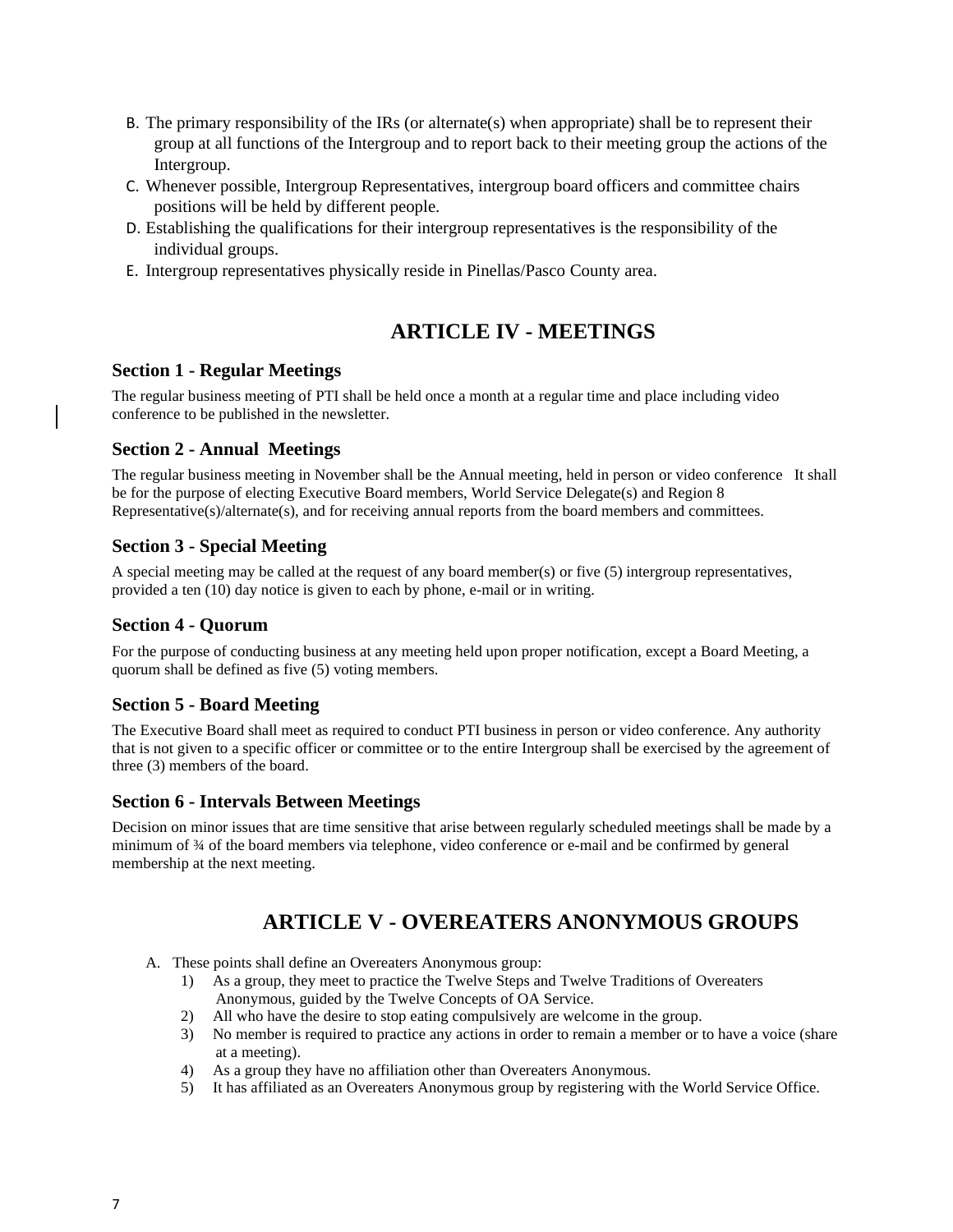B. The primary responsibility of the IRs (or alternate(s) when appropriate) shall be to represent their group at all functions of the Intergroup and to report back to their meeting group the actions of the Intergroup.

C. Whenever possible, Intergroup Representatives, intergroup board officers and committee chairs positions will be held by different people.

D. Establishing the qualifications for their intergroup representatives is the responsibility of the individual groups.

E. Intergroup representatives physically reside in Pinellas/Pasco County area.

## ARTICLE IV - MEETINGS

### Section 1 - Regular Meetings

The regular business meeting of PTI shall be held once a month at a regular time and place including video conference to be published in the newsletter.

### Section 2 - Annual Meetings

The regular business meeting in November shall be the Annual meeting, held in person or video conference It shall be for the purpose of electing Executive Board members, World Service Delegate(s) and Region 8 Representative(s)/alternate(s), and for receiving annual reports from the board members and committees.

### Section 3 - Special Meeting

A special meeting may be called at the request of any board member(s) or five (5) intergroup representatives, provided a ten (10) day notice is given to each by phone, e-mail or in writing.

### Section 4 - Quorum

For the purpose of conducting business at any meeting held upon proper notification, except a Board Meeting, a quorum shall be defined as five (5) voting members.

### Section 5 - Board Meeting

The Executive Board shall meet as required to conduct PTI business in person or video conference. Any authority that is not given to a specific officer or committee or to the entire Intergroup shall be exercised by the agreement of three (3) members of the board.

### Section 6 - Intervals Between Meetings

Decision on minor issues that are time sensitive that arise between regularly scheduled meetings shall be made by a minimum of ¾ of the board members via telephone, video conference or e-mail and be confirmed by general membership at the next meeting.

## ARTICLE V - OVEREATERS ANONYMOUS GROUPS

A. These points shall define an Overeaters Anonymous group:
   1) As a group, they meet to practice the Twelve Steps and Twelve Traditions of Overeaters Anonymous, guided by the Twelve Concepts of OA Service.
   2) All who have the desire to stop eating compulsively are welcome in the group.
   3) No member is required to practice any actions in order to remain a member or to have a voice (share at a meeting).
   4) As a group they have no affiliation other than Overeaters Anonymous.
   5) It has affiliated as an Overeaters Anonymous group by registering with the World Service Office.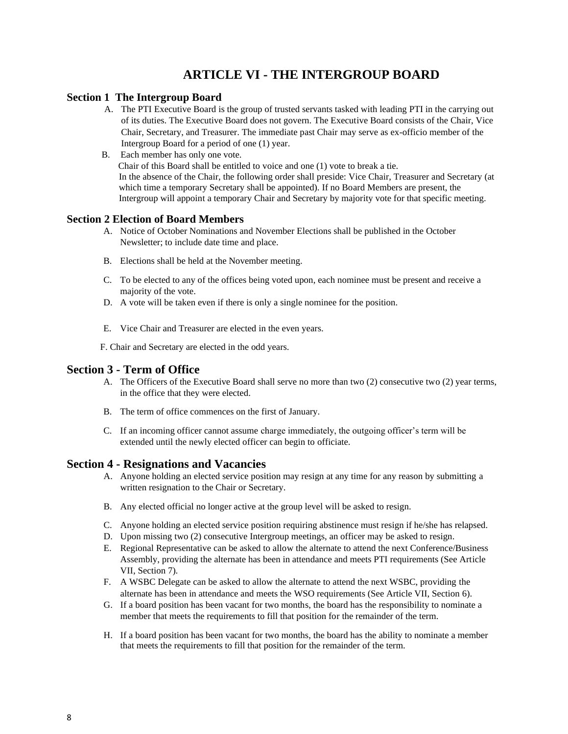# ARTICLE VI - THE INTERGROUP BOARD

## Section 1 The Intergroup Board

A. The PTI Executive Board is the group of trusted servants tasked with leading PTI in the carrying out of its duties. The Executive Board does not govern. The Executive Board consists of the Chair, Vice Chair, Secretary, and Treasurer. The immediate past Chair may serve as ex-officio member of the Intergroup Board for a period of one (1) year.

B. Each member has only one vote.
Chair of this Board shall be entitled to voice and one (1) vote to break a tie.
In the absence of the Chair, the following order shall preside: Vice Chair, Treasurer and Secretary (at which time a temporary Secretary shall be appointed). If no Board Members are present, the Intergroup will appoint a temporary Chair and Secretary by majority vote for that specific meeting.

## Section 2 Election of Board Members

A. Notice of October Nominations and November Elections shall be published in the October Newsletter; to include date time and place.

B. Elections shall be held at the November meeting.

C. To be elected to any of the offices being voted upon, each nominee must be present and receive a majority of the vote.

D. A vote will be taken even if there is only a single nominee for the position.

E. Vice Chair and Treasurer are elected in the even years.

F. Chair and Secretary are elected in the odd years.

## Section 3 - Term of Office

A. The Officers of the Executive Board shall serve no more than two (2) consecutive two (2) year terms, in the office that they were elected.

B. The term of office commences on the first of January.

C. If an incoming officer cannot assume charge immediately, the outgoing officer's term will be extended until the newly elected officer can begin to officiate.

## Section 4 - Resignations and Vacancies

A. Anyone holding an elected service position may resign at any time for any reason by submitting a written resignation to the Chair or Secretary.

B. Any elected official no longer active at the group level will be asked to resign.

C. Anyone holding an elected service position requiring abstinence must resign if he/she has relapsed.

D. Upon missing two (2) consecutive Intergroup meetings, an officer may be asked to resign.

E. Regional Representative can be asked to allow the alternate to attend the next Conference/Business Assembly, providing the alternate has been in attendance and meets PTI requirements (See Article VII, Section 7).

F. A WSBC Delegate can be asked to allow the alternate to attend the next WSBC, providing the alternate has been in attendance and meets the WSO requirements (See Article VII, Section 6).

G. If a board position has been vacant for two months, the board has the responsibility to nominate a member that meets the requirements to fill that position for the remainder of the term.

H. If a board position has been vacant for two months, the board has the ability to nominate a member that meets the requirements to fill that position for the remainder of the term.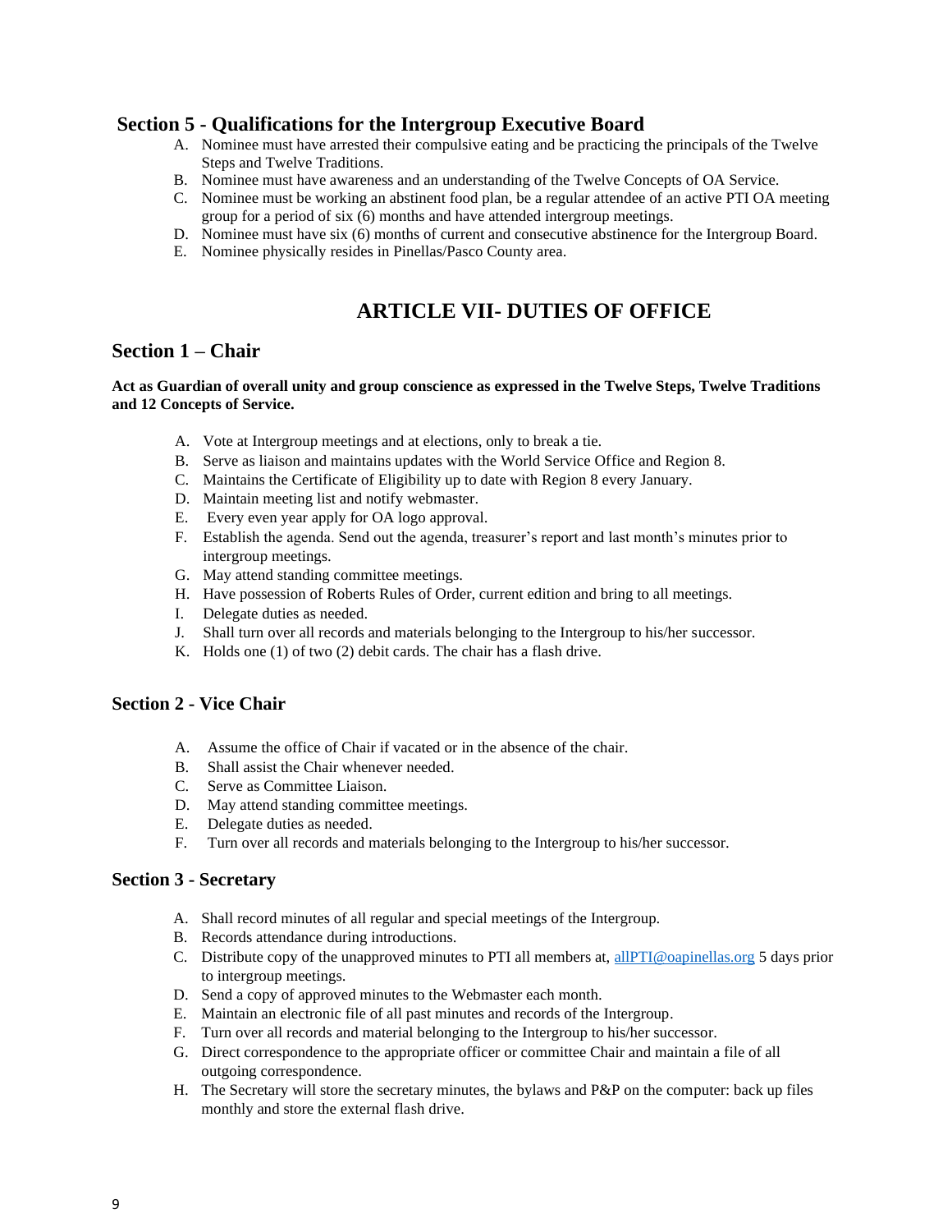### Section 5 - Qualifications for the Intergroup Executive Board

A. Nominee must have arrested their compulsive eating and be practicing the principals of the Twelve Steps and Twelve Traditions.
B. Nominee must have awareness and an understanding of the Twelve Concepts of OA Service.
C. Nominee must be working an abstinent food plan, be a regular attendee of an active PTI OA meeting group for a period of six (6) months and have attended intergroup meetings.
D. Nominee must have six (6) months of current and consecutive abstinence for the Intergroup Board.
E. Nominee physically resides in Pinellas/Pasco County area.

## ARTICLE VII- DUTIES OF OFFICE

### Section 1 – Chair

**Act as Guardian of overall unity and group conscience as expressed in the Twelve Steps, Twelve Traditions and 12 Concepts of Service.**

A. Vote at Intergroup meetings and at elections, only to break a tie.
B. Serve as liaison and maintains updates with the World Service Office and Region 8.
C. Maintains the Certificate of Eligibility up to date with Region 8 every January.
D. Maintain meeting list and notify webmaster.
E. Every even year apply for OA logo approval.
F. Establish the agenda. Send out the agenda, treasurer's report and last month's minutes prior to intergroup meetings.
G. May attend standing committee meetings.
H. Have possession of Roberts Rules of Order, current edition and bring to all meetings.
I. Delegate duties as needed.
J. Shall turn over all records and materials belonging to the Intergroup to his/her successor.
K. Holds one (1) of two (2) debit cards. The chair has a flash drive.

### Section 2 - Vice Chair

A. Assume the office of Chair if vacated or in the absence of the chair.
B. Shall assist the Chair whenever needed.
C. Serve as Committee Liaison.
D. May attend standing committee meetings.
E. Delegate duties as needed.
F. Turn over all records and materials belonging to the Intergroup to his/her successor.

### Section 3 - Secretary

A. Shall record minutes of all regular and special meetings of the Intergroup.
B. Records attendance during introductions.
C. Distribute copy of the unapproved minutes to PTI all members at, allPTI@oapinellas.org 5 days prior to intergroup meetings.
D. Send a copy of approved minutes to the Webmaster each month.
E. Maintain an electronic file of all past minutes and records of the Intergroup.
F. Turn over all records and material belonging to the Intergroup to his/her successor.
G. Direct correspondence to the appropriate officer or committee Chair and maintain a file of all outgoing correspondence.
H. The Secretary will store the secretary minutes, the bylaws and P&P on the computer: back up files monthly and store the external flash drive.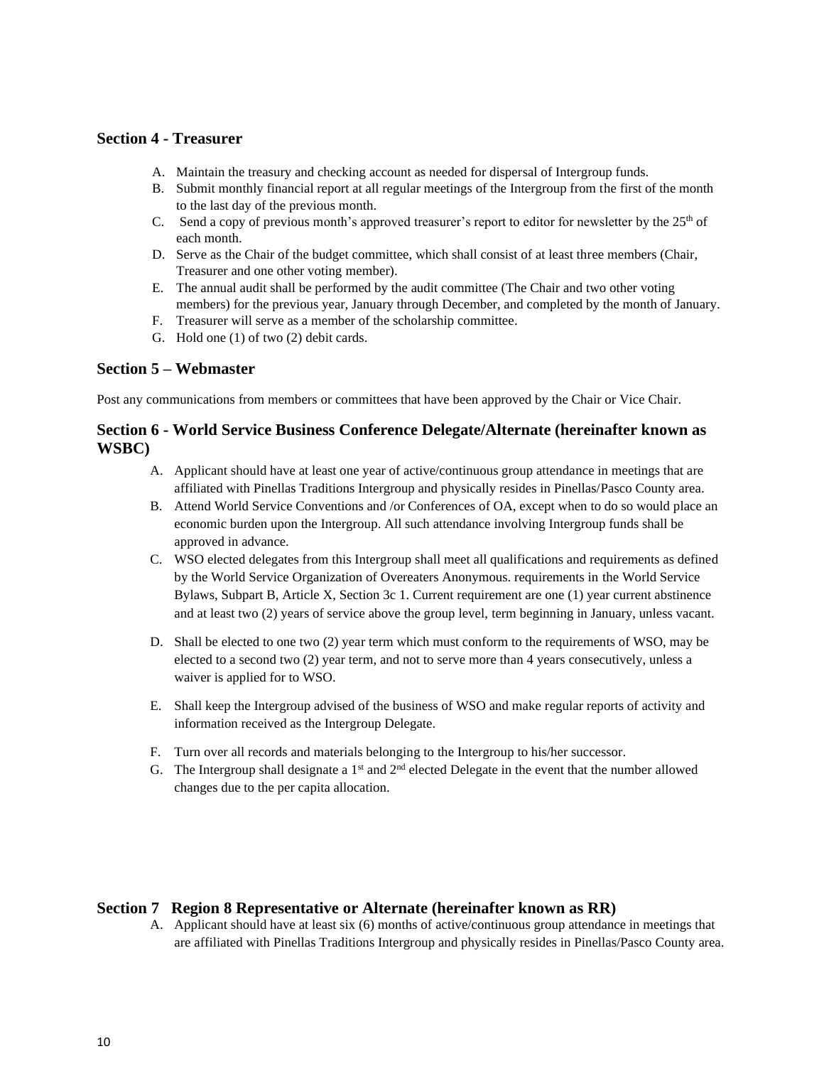### Section 4 - Treasurer

A. Maintain the treasury and checking account as needed for dispersal of Intergroup funds.
B. Submit monthly financial report at all regular meetings of the Intergroup from the first of the month to the last day of the previous month.
C. Send a copy of previous month's approved treasurer's report to editor for newsletter by the 25th of each month.
D. Serve as the Chair of the budget committee, which shall consist of at least three members (Chair, Treasurer and one other voting member).
E. The annual audit shall be performed by the audit committee (The Chair and two other voting members) for the previous year, January through December, and completed by the month of January.
F. Treasurer will serve as a member of the scholarship committee.
G. Hold one (1) of two (2) debit cards.

### Section 5 – Webmaster

Post any communications from members or committees that have been approved by the Chair or Vice Chair.

### Section 6 - World Service Business Conference Delegate/Alternate (hereinafter known as WSBC)

A. Applicant should have at least one year of active/continuous group attendance in meetings that are affiliated with Pinellas Traditions Intergroup and physically resides in Pinellas/Pasco County area.
B. Attend World Service Conventions and /or Conferences of OA, except when to do so would place an economic burden upon the Intergroup. All such attendance involving Intergroup funds shall be approved in advance.
C. WSO elected delegates from this Intergroup shall meet all qualifications and requirements as defined by the World Service Organization of Overeaters Anonymous. requirements in the World Service Bylaws, Subpart B, Article X, Section 3c 1. Current requirement are one (1) year current abstinence and at least two (2) years of service above the group level, term beginning in January, unless vacant.
D. Shall be elected to one two (2) year term which must conform to the requirements of WSO, may be elected to a second two (2) year term, and not to serve more than 4 years consecutively, unless a waiver is applied for to WSO.
E. Shall keep the Intergroup advised of the business of WSO and make regular reports of activity and information received as the Intergroup Delegate.
F. Turn over all records and materials belonging to the Intergroup to his/her successor.
G. The Intergroup shall designate a 1st and 2nd elected Delegate in the event that the number allowed changes due to the per capita allocation.

### Section 7 Region 8 Representative or Alternate (hereinafter known as RR)

A. Applicant should have at least six (6) months of active/continuous group attendance in meetings that are affiliated with Pinellas Traditions Intergroup and physically resides in Pinellas/Pasco County area.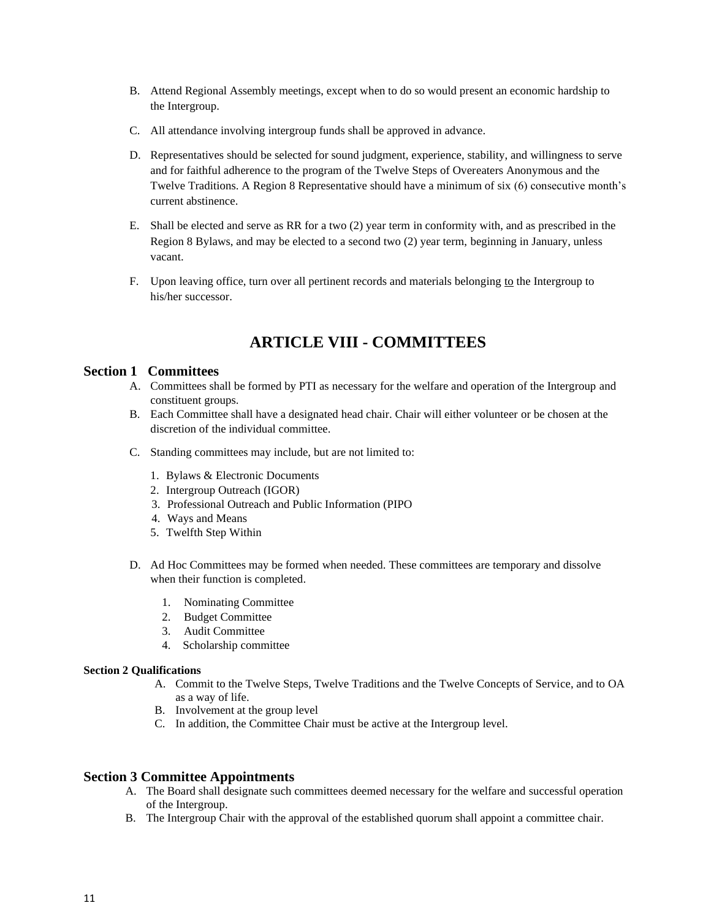B. Attend Regional Assembly meetings, except when to do so would present an economic hardship to the Intergroup.

C. All attendance involving intergroup funds shall be approved in advance.

D. Representatives should be selected for sound judgment, experience, stability, and willingness to serve and for faithful adherence to the program of the Twelve Steps of Overeaters Anonymous and the Twelve Traditions. A Region 8 Representative should have a minimum of six (6) consecutive month's current abstinence.

E. Shall be elected and serve as RR for a two (2) year term in conformity with, and as prescribed in the Region 8 Bylaws, and may be elected to a second two (2) year term, beginning in January, unless vacant.

F. Upon leaving office, turn over all pertinent records and materials belonging to the Intergroup to his/her successor.

# ARTICLE VIII - COMMITTEES

## Section 1 Committees

A. Committees shall be formed by PTI as necessary for the welfare and operation of the Intergroup and constituent groups.

B. Each Committee shall have a designated head chair. Chair will either volunteer or be chosen at the discretion of the individual committee.

C. Standing committees may include, but are not limited to:

1. Bylaws & Electronic Documents
2. Intergroup Outreach (IGOR)
3. Professional Outreach and Public Information (PIPO
4. Ways and Means
5. Twelfth Step Within

D. Ad Hoc Committees may be formed when needed. These committees are temporary and dissolve when their function is completed.

1. Nominating Committee
2. Budget Committee
3. Audit Committee
4. Scholarship committee

### Section 2 Qualifications

A. Commit to the Twelve Steps, Twelve Traditions and the Twelve Concepts of Service, and to OA as a way of life.

B. Involvement at the group level

C. In addition, the Committee Chair must be active at the Intergroup level.

## Section 3 Committee Appointments

A. The Board shall designate such committees deemed necessary for the welfare and successful operation of the Intergroup.

B. The Intergroup Chair with the approval of the established quorum shall appoint a committee chair.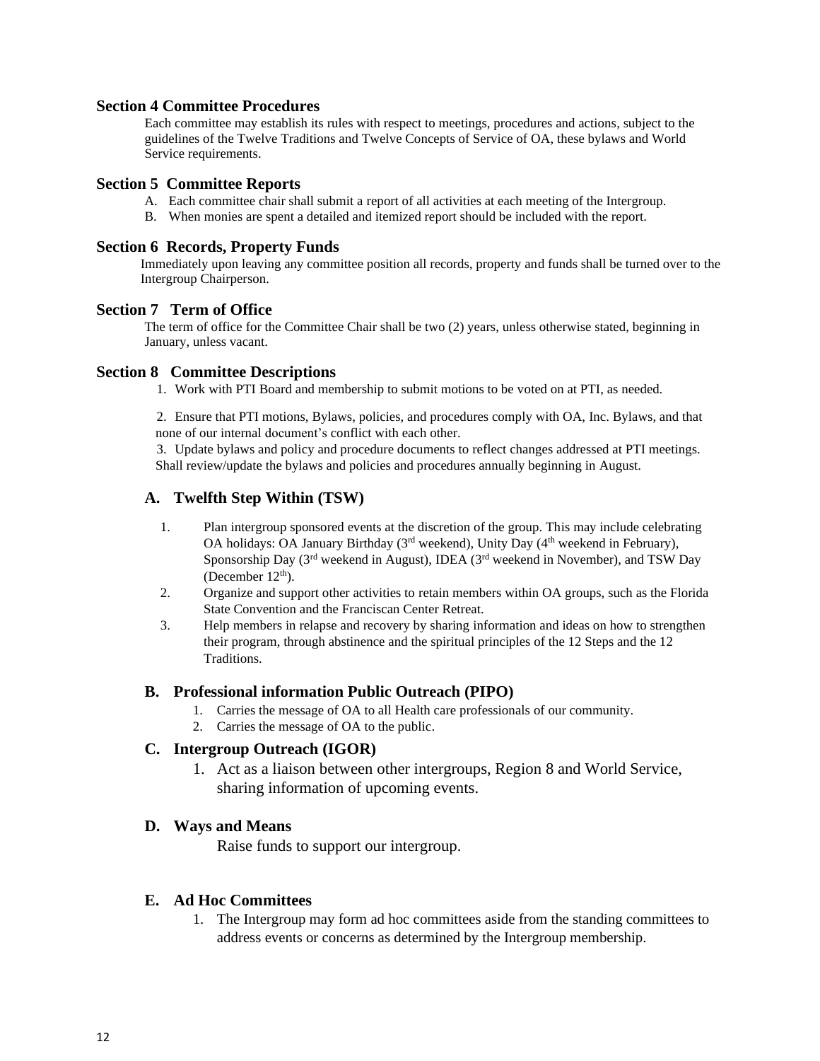### Section 4 Committee Procedures

Each committee may establish its rules with respect to meetings, procedures and actions, subject to the guidelines of the Twelve Traditions and Twelve Concepts of Service of OA, these bylaws and World Service requirements.

### Section 5 Committee Reports

A. Each committee chair shall submit a report of all activities at each meeting of the Intergroup.

B. When monies are spent a detailed and itemized report should be included with the report.

### Section 6 Records, Property Funds

Immediately upon leaving any committee position all records, property and funds shall be turned over to the Intergroup Chairperson.

### Section 7 Term of Office

The term of office for the Committee Chair shall be two (2) years, unless otherwise stated, beginning in January, unless vacant.

### Section 8 Committee Descriptions

1. Work with PTI Board and membership to submit motions to be voted on at PTI, as needed.

2. Ensure that PTI motions, Bylaws, policies, and procedures comply with OA, Inc. Bylaws, and that none of our internal document's conflict with each other.

3. Update bylaws and policy and procedure documents to reflect changes addressed at PTI meetings. Shall review/update the bylaws and policies and procedures annually beginning in August.

#### A. Twelfth Step Within (TSW)

1. Plan intergroup sponsored events at the discretion of the group. This may include celebrating OA holidays: OA January Birthday (3rd weekend), Unity Day (4th weekend in February), Sponsorship Day (3rd weekend in August), IDEA (3rd weekend in November), and TSW Day (December 12th).
2. Organize and support other activities to retain members within OA groups, such as the Florida State Convention and the Franciscan Center Retreat.
3. Help members in relapse and recovery by sharing information and ideas on how to strengthen their program, through abstinence and the spiritual principles of the 12 Steps and the 12 Traditions.

#### B. Professional information Public Outreach (PIPO)

1. Carries the message of OA to all Health care professionals of our community.
2. Carries the message of OA to the public.

#### C. Intergroup Outreach (IGOR)

1. Act as a liaison between other intergroups, Region 8 and World Service, sharing information of upcoming events.

#### D. Ways and Means

Raise funds to support our intergroup.

#### E. Ad Hoc Committees

1. The Intergroup may form ad hoc committees aside from the standing committees to address events or concerns as determined by the Intergroup membership.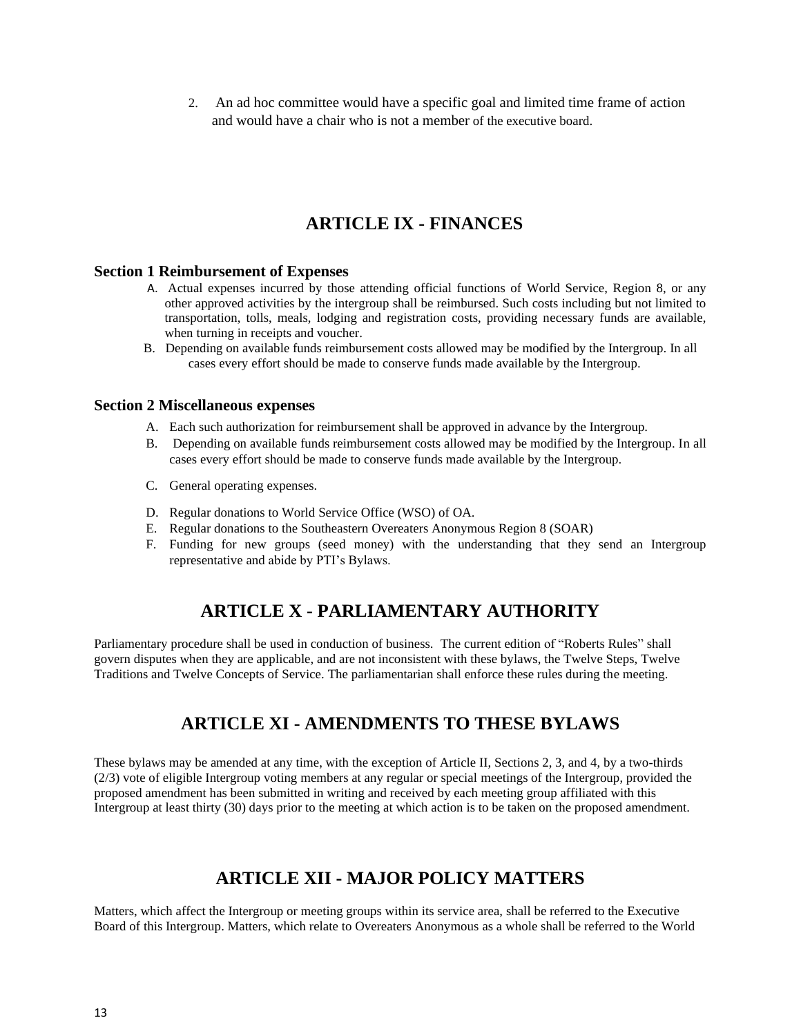2. An ad hoc committee would have a specific goal and limited time frame of action and would have a chair who is not a member of the executive board.

## ARTICLE IX - FINANCES

### Section 1 Reimbursement of Expenses

A. Actual expenses incurred by those attending official functions of World Service, Region 8, or any other approved activities by the intergroup shall be reimbursed. Such costs including but not limited to transportation, tolls, meals, lodging and registration costs, providing necessary funds are available, when turning in receipts and voucher.

B. Depending on available funds reimbursement costs allowed may be modified by the Intergroup. In all cases every effort should be made to conserve funds made available by the Intergroup.

### Section 2 Miscellaneous expenses

A. Each such authorization for reimbursement shall be approved in advance by the Intergroup.

B. Depending on available funds reimbursement costs allowed may be modified by the Intergroup. In all cases every effort should be made to conserve funds made available by the Intergroup.

C. General operating expenses.

D. Regular donations to World Service Office (WSO) of OA.

E. Regular donations to the Southeastern Overeaters Anonymous Region 8 (SOAR)

F. Funding for new groups (seed money) with the understanding that they send an Intergroup representative and abide by PTI's Bylaws.

## ARTICLE X - PARLIAMENTARY AUTHORITY

Parliamentary procedure shall be used in conduction of business. The current edition of "Roberts Rules" shall govern disputes when they are applicable, and are not inconsistent with these bylaws, the Twelve Steps, Twelve Traditions and Twelve Concepts of Service. The parliamentarian shall enforce these rules during the meeting.

## ARTICLE XI - AMENDMENTS TO THESE BYLAWS

These bylaws may be amended at any time, with the exception of Article II, Sections 2, 3, and 4, by a two-thirds (2/3) vote of eligible Intergroup voting members at any regular or special meetings of the Intergroup, provided the proposed amendment has been submitted in writing and received by each meeting group affiliated with this Intergroup at least thirty (30) days prior to the meeting at which action is to be taken on the proposed amendment.

## ARTICLE XII - MAJOR POLICY MATTERS

Matters, which affect the Intergroup or meeting groups within its service area, shall be referred to the Executive Board of this Intergroup. Matters, which relate to Overeaters Anonymous as a whole shall be referred to the World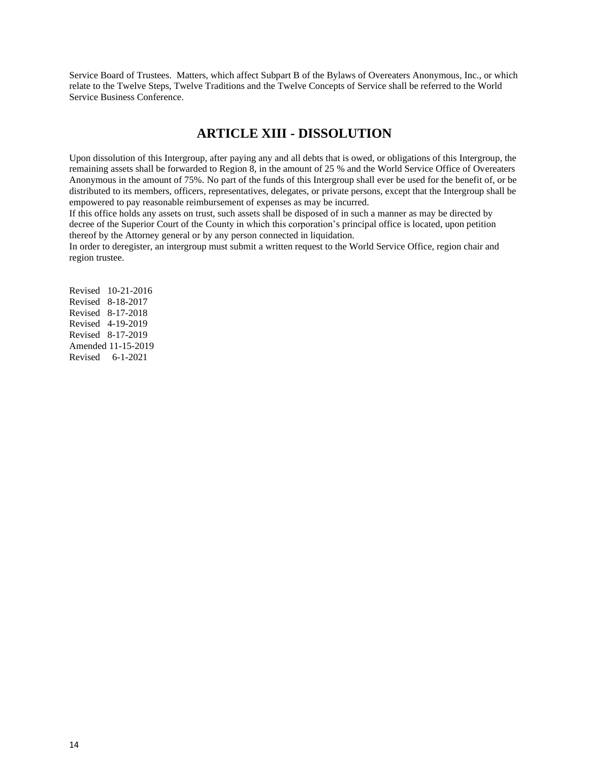Service Board of Trustees. Matters, which affect Subpart B of the Bylaws of Overeaters Anonymous, Inc., or which relate to the Twelve Steps, Twelve Traditions and the Twelve Concepts of Service shall be referred to the World Service Business Conference.

## ARTICLE XIII - DISSOLUTION

Upon dissolution of this Intergroup, after paying any and all debts that is owed, or obligations of this Intergroup, the remaining assets shall be forwarded to Region 8, in the amount of 25 % and the World Service Office of Overeaters Anonymous in the amount of 75%. No part of the funds of this Intergroup shall ever be used for the benefit of, or be distributed to its members, officers, representatives, delegates, or private persons, except that the Intergroup shall be empowered to pay reasonable reimbursement of expenses as may be incurred.
If this office holds any assets on trust, such assets shall be disposed of in such a manner as may be directed by decree of the Superior Court of the County in which this corporation's principal office is located, upon petition thereof by the Attorney general or by any person connected in liquidation.
In order to deregister, an intergroup must submit a written request to the World Service Office, region chair and region trustee.

Revised 10-21-2016
Revised 8-18-2017
Revised 8-17-2018
Revised 4-19-2019
Revised 8-17-2019
Amended 11-15-2019
Revised 6-1-2021